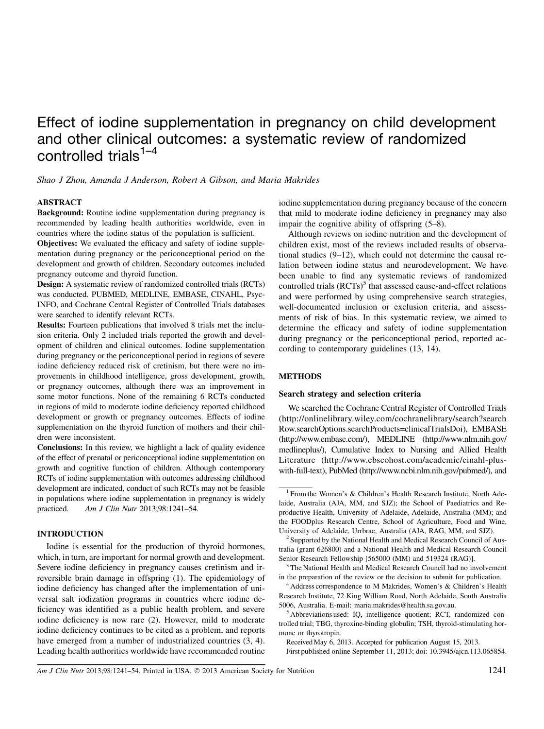# Effect of iodine supplementation in pregnancy on child development and other clinical outcomes: a systematic review of randomized controlled trials[1–4]

*Shao J Zhou, Amanda J Anderson, Robert A Gibson, and Maria Makrides*

## ABSTRACT

**Background:** Routine iodine supplementation during pregnancy is recommended by leading health authorities worldwide, even in countries where the iodine status of the population is sufficient.

**Objectives:** We evaluated the efficacy and safety of iodine supplementation during pregnancy or the periconceptional period on the development and growth of children. Secondary outcomes included pregnancy outcome and thyroid function.

**Design:** A systematic review of randomized controlled trials (RCTs) was conducted. PUBMED, MEDLINE, EMBASE, CINAHL, PsycINFO, and Cochrane Central Register of Controlled Trials databases were searched to identify relevant RCTs.

**Results:** Fourteen publications that involved 8 trials met the inclusion criteria. Only 2 included trials reported the growth and development of children and clinical outcomes. Iodine supplementation during pregnancy or the periconceptional period in regions of severe iodine deficiency reduced risk of cretinism, but there were no improvements in childhood intelligence, gross development, growth, or pregnancy outcomes, although there was an improvement in some motor functions. None of the remaining 6 RCTs conducted in regions of mild to moderate iodine deficiency reported childhood development or growth or pregnancy outcomes. Effects of iodine supplementation on the thyroid function of mothers and their children were inconsistent.

**Conclusions:** In this review, we highlight a lack of quality evidence of the effect of prenatal or periconceptional iodine supplementation on growth and cognitive function of children. Although contemporary RCTs of iodine supplementation with outcomes addressing childhood development are indicated, conduct of such RCTs may not be feasible in populations where iodine supplementation in pregnancy is widely practiced. *Am J Clin Nutr* 2013;98:1241–54.

## INTRODUCTION

Iodine is essential for the production of thyroid hormones, which, in turn, are important for normal growth and development. Severe iodine deficiency in pregnancy causes cretinism and irreversible brain damage in offspring (1). The epidemiology of iodine deficiency has changed after the implementation of universal salt iodization programs in countries where iodine deficiency was identified as a public health problem, and severe iodine deficiency is now rare (2). However, mild to moderate iodine deficiency continues to be cited as a problem, and reports have emerged from a number of industrialized countries (3, 4). Leading health authorities worldwide have recommended routine iodine supplementation during pregnancy because of the concern that mild to moderate iodine deficiency in pregnancy may also impair the cognitive ability of offspring (5–8).

Although reviews on iodine nutrition and the development of children exist, most of the reviews included results of observational studies (9–12), which could not determine the causal relation between iodine status and neurodevelopment. We have been unable to find any systematic reviews of randomized controlled trials (RCTs)[5] that assessed cause-and-effect relations and were performed by using comprehensive search strategies, well-documented inclusion or exclusion criteria, and assessments of risk of bias. In this systematic review, we aimed to determine the efficacy and safety of iodine supplementation during pregnancy or the periconceptional period, reported according to contemporary guidelines (13, 14).

## METHODS

### Search strategy and selection criteria

We searched the Cochrane Central Register of Controlled Trials (http://onlinelibrary.wiley.com/cochranelibrary/search?searchRow.searchOptions.searchProducts=clinicalTrialsDoi), EMBASE (http://www.embase.com/), MEDLINE (http://www.nlm.nih.gov/medlineplus/), Cumulative Index to Nursing and Allied Health Literature (http://www.ebscohost.com/academic/cinahl-plus-with-full-text), PubMed (http://www.ncbi.nlm.nih.gov/pubmed/), and

---

[1] From the Women's & Children's Health Research Institute, North Adelaide, Australia (AJA, MM, and SJZ); the School of Paediatrics and Reproductive Health, University of Adelaide, Adelaide, Australia (MM); and the FOODplus Research Centre, School of Agriculture, Food and Wine, University of Adelaide, Urrbrae, Australia (AJA, RAG, MM, and SJZ).

[2] Supported by the National Health and Medical Research Council of Australia (grant 626800) and a National Health and Medical Research Council Senior Research Fellowship [565000 (MM) and 519324 (RAG)].

[3] The National Health and Medical Research Council had no involvement in the preparation of the review or the decision to submit for publication.

[4] Address correspondence to M Makrides, Women's & Children's Health Research Institute, 72 King William Road, North Adelaide, South Australia 5006, Australia. E-mail: maria.makrides@health.sa.gov.au.

[5] Abbreviations used: IQ, intelligence quotient; RCT, randomized controlled trial; TBG, thyroxine-binding globulin; TSH, thyroid-stimulating hormone or thyrotropin.

Received May 6, 2013. Accepted for publication August 15, 2013.

First published online September 11, 2013; doi: 10.3945/ajcn.113.065854.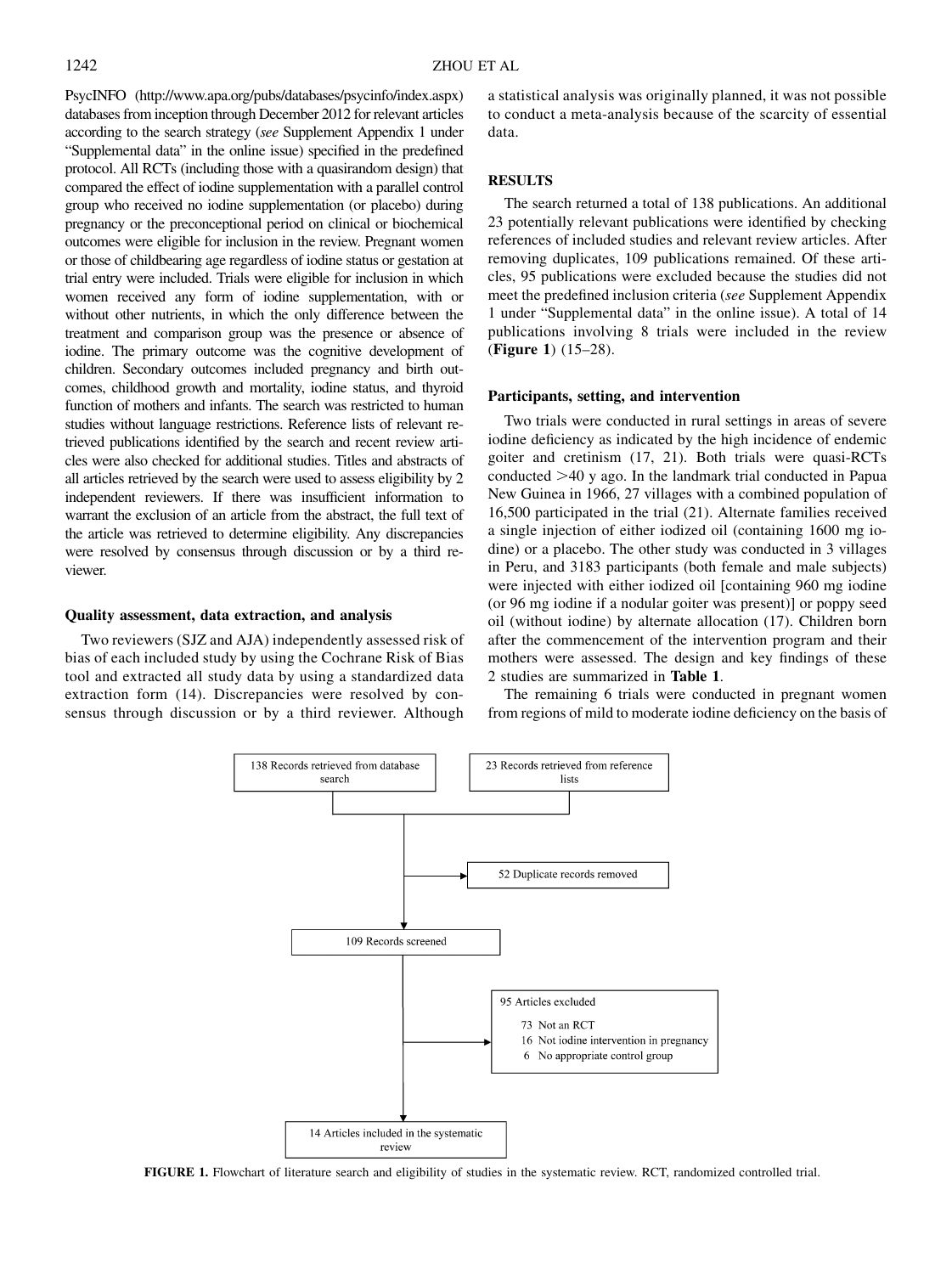PsycINFO (http://www.apa.org/pubs/databases/psycinfo/index.aspx) databases from inception through December 2012 for relevant articles according to the search strategy (*see* Supplement Appendix 1 under "Supplemental data" in the online issue) specified in the predefined protocol. All RCTs (including those with a quasirandom design) that compared the effect of iodine supplementation with a parallel control group who received no iodine supplementation (or placebo) during pregnancy or the preconceptional period on clinical or biochemical outcomes were eligible for inclusion in the review. Pregnant women or those of childbearing age regardless of iodine status or gestation at trial entry were included. Trials were eligible for inclusion in which women received any form of iodine supplementation, with or without other nutrients, in which the only difference between the treatment and comparison group was the presence or absence of iodine. The primary outcome was the cognitive development of children. Secondary outcomes included pregnancy and birth outcomes, childhood growth and mortality, iodine status, and thyroid function of mothers and infants. The search was restricted to human studies without language restrictions. Reference lists of relevant retrieved publications identified by the search and recent review articles were also checked for additional studies. Titles and abstracts of all articles retrieved by the search were used to assess eligibility by 2 independent reviewers. If there was insufficient information to warrant the exclusion of an article from the abstract, the full text of the article was retrieved to determine eligibility. Any discrepancies were resolved by consensus through discussion or by a third reviewer.

### Quality assessment, data extraction, and analysis

Two reviewers (SJZ and AJA) independently assessed risk of bias of each included study by using the Cochrane Risk of Bias tool and extracted all study data by using a standardized data extraction form (14). Discrepancies were resolved by consensus through discussion or by a third reviewer. Although a statistical analysis was originally planned, it was not possible to conduct a meta-analysis because of the scarcity of essential data.

## RESULTS

The search returned a total of 138 publications. An additional 23 potentially relevant publications were identified by checking references of included studies and relevant review articles. After removing duplicates, 109 publications remained. Of these articles, 95 publications were excluded because the studies did not meet the predefined inclusion criteria (*see* Supplement Appendix 1 under "Supplemental data" in the online issue). A total of 14 publications involving 8 trials were included in the review (**Figure 1**) (15–28).

### Participants, setting, and intervention

Two trials were conducted in rural settings in areas of severe iodine deficiency as indicated by the high incidence of endemic goiter and cretinism (17, 21). Both trials were quasi-RCTs conducted >40 y ago. In the landmark trial conducted in Papua New Guinea in 1966, 27 villages with a combined population of 16,500 participated in the trial (21). Alternate families received a single injection of either iodized oil (containing 1600 mg iodine) or a placebo. The other study was conducted in 3 villages in Peru, and 3183 participants (both female and male subjects) were injected with either iodized oil [containing 960 mg iodine (or 96 mg iodine if a nodular goiter was present)] or poppy seed oil (without iodine) by alternate allocation (17). Children born after the commencement of the intervention program and their mothers were assessed. The design and key findings of these 2 studies are summarized in **Table 1**.

The remaining 6 trials were conducted in pregnant women from regions of mild to moderate iodine deficiency on the basis of

```
138 Records retrieved from database search     23 Records retrieved from reference lists
                    |
                    |----> 52 Duplicate records removed
                    v
           109 Records screened
                    |
                    |----> 95 Articles excluded
                    |        73 Not an RCT
                    |        16 Not iodine intervention in pregnancy
                    |         6 No appropriate control group
                    v
   14 Articles included in the systematic review
```

**FIGURE 1.** Flowchart of literature search and eligibility of studies in the systematic review. RCT, randomized controlled trial.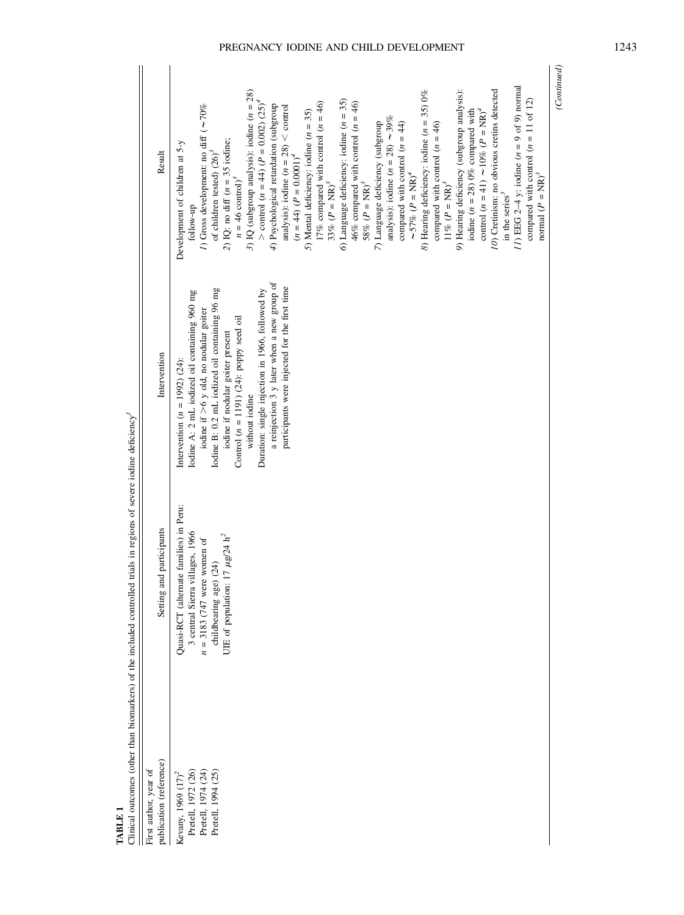**TABLE 1**

Clinical outcomes (other than biomarkers) of the included controlled trials in regions of severe iodine deficiency[1]

| First author, year of publication (reference) | Setting and participants | Intervention | Result |
|---|---|---|---|
| Kevany, 1969 (17)[2] Pretell, 1972 (26) Pretell, 1974 (24) Pretell, 1994 (25) | Quasi-RCT (alternate families) in Peru: 3 central Sierra villages, 1966 $n$ = 3183 (747 were women of childbearing age) (24) UIE of population: 17 μg/24 h[2] | Intervention ($n$ = 1992) (24): Iodine A: 2 mL iodized oil containing 960 mg iodine if >6 y old, no nodular goiter Iodine B: 0.2 mL iodized oil containing 96 mg iodine if nodular goiter present Control ($n$ = 1191) (24): poppy seed oil without iodine Duration: single injection in 1966, followed by a reinjection 3 y later when a new group of participants were injected for the first time | Development of children at 5-y follow-up *1)* Gross development: no diff (∼70% of children tested) (26)[3] *2)* IQ: no diff ($n$ = 35 iodine; $n$ = 46 control)[3] *3)* IQ (subgroup analysis): iodine ($n$ = 28) > control ($n$ = 44) ($P$ = 0.002) (25)[4] *4)* Psychological retardation (subgroup analysis): iodine ($n$ = 28) < control ($n$ = 44) ($P$ = 0.0001)[4] *5)* Mental deficiency: iodine ($n$ = 35) 17% compared with control ($n$ = 46) 33% ($P$ = NR)[3] *6)* Language deficiency: iodine ($n$ = 35) 46% compared with control ($n$ = 46) 58% ($P$ = NR)[3] *7)* Language deficiency (subgroup analysis): iodine ($n$ = 28) ∼39% compared with control ($n$ = 44) ∼57% ($P$ = NR)[4] *8)* Hearing deficiency: iodine ($n$ = 35) 0% compared with control ($n$ = 46) 11% ($P$ = NR)[3] *9)* Hearing deficiency (subgroup analysis): iodine ($n$ = 28) 0% compared with control ($n$ = 41) ∼10% ($P$ = NR)[4] *10)* Cretinism: no obvious cretins detected in the series[3] *11)* EEG 2–4 y: iodine ($n$ = 9 of 9) normal compared with control ($n$ = 11 of 12) normal ($P$ = NR)[3] |

*(Continued)*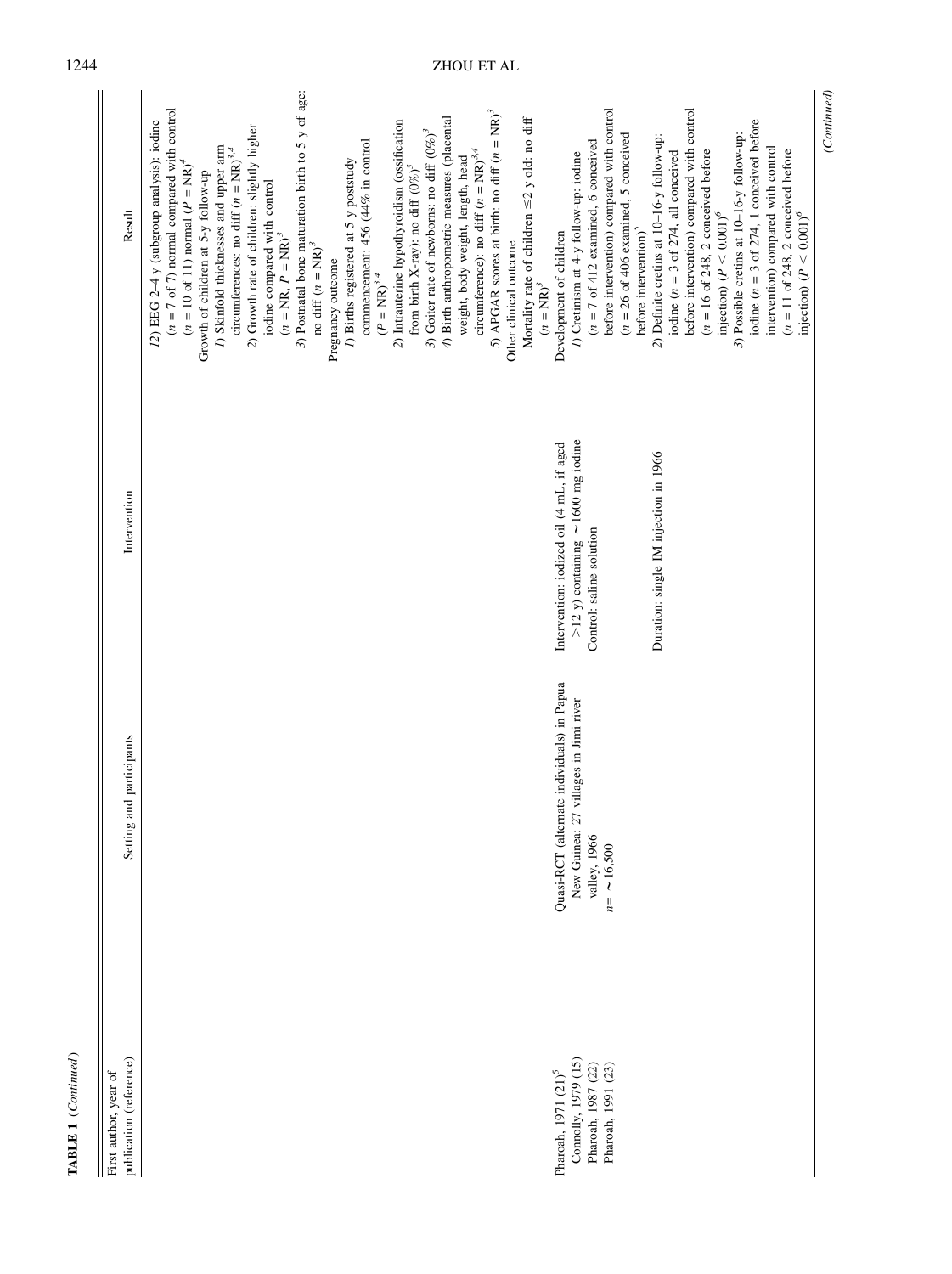**TABLE 1** (*Continued*)

| First author, year of publication (reference) | Setting and participants | Intervention | Result |
|---|---|---|---|
| | | | *12*) EEG 2–4 y (subgroup analysis): iodine ($n = 7$ of 7) normal compared with control ($n = 10$ of 11) normal ($P$ = NR)[4]<br>Growth of children at 5-y follow-up<br>*1*) Skinfold thicknesses and upper arm circumferences: no diff ($n$ = NR)[3,4]<br>*2*) Growth rate of children: slightly higher iodine compared with control ($n$ = NR, $P$ = NR)[3]<br>*3*) Postnatal bone maturation birth to 5 y of age: no diff ($n$ = NR)[3]<br>Pregnancy outcome<br>*1*) Births registered at 5 y poststudy commencement: 456 (44% in control ($P$ = NR)[3,4]<br>*2*) Intrauterine hypothyroidism (ossification from birth X-ray): no diff (0%)[3]<br>*3*) Goiter rate of newborns: no diff (0%)[3]<br>*4*) Birth anthropometric measures (placental weight, body weight, length, head circumference): no diff ($n$ = NR)[3,4]<br>*5*) APGAR scores at birth: no diff ($n$ = NR)[3]<br>Other clinical outcome<br>Mortality rate of children ≤2 y old: no diff ($n$ = NR)[3] |
| Pharoah, 1971 (21)[5]<br>Connolly, 1979 (15)<br>Pharoah, 1987 (22)<br>Pharoah, 1991 (23) | Quasi-RCT (alternate individuals) in Papua New Guinea: 27 villages in Jimi river valley, 1966<br>$n = \sim 16{,}500$ | Intervention: iodized oil (4 mL, if aged >12 y) containing ∼1600 mg iodine<br>Control: saline solution<br><br>Duration: single IM injection in 1966 | Development of children<br>*1*) Cretinism at 4-y follow-up: iodine ($n = 7$ of 412 examined, 6 conceived before intervention) compared with control ($n = 26$ of 406 examined, 5 conceived before intervention)[5]<br>*2*) Definite cretins at 10–16-y follow-up: iodine ($n = 3$ of 274, all conceived before intervention) compared with control ($n = 16$ of 248, 2 conceived before injection) ($P < 0.001$)[6]<br>*3*) Possible cretins at 10–16-y follow-up: iodine ($n = 3$ of 274, 1 conceived before intervention) compared with control ($n = 11$ of 248, 2 conceived before injection) ($P < 0.001$)[6] |

(*Continued*)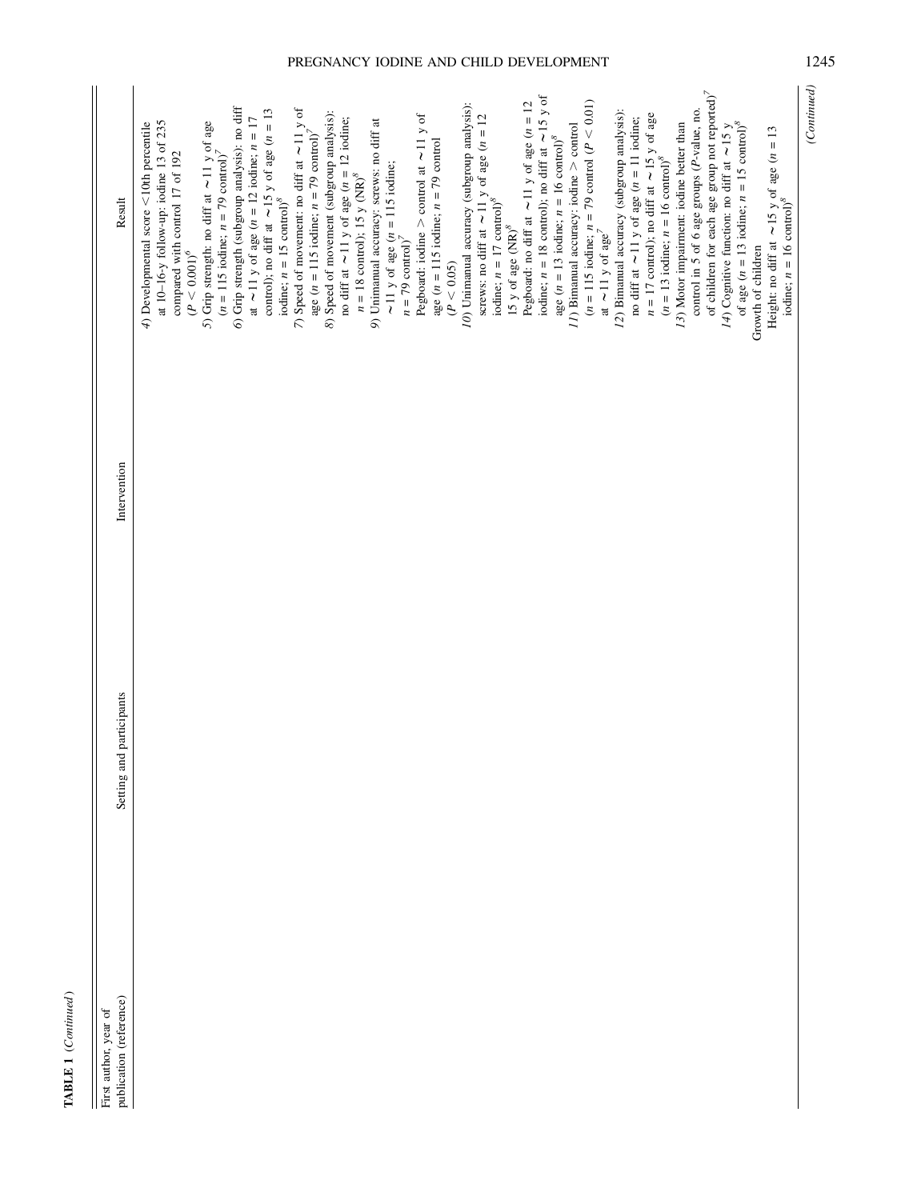**TABLE 1** (*Continued*)

| First author, year of publication (reference) | Setting and participants | Intervention | Result |
|---|---|---|---|
| | | | *4)* Developmental score <10th percentile at 10–16-y follow-up: iodine 13 of 235 compared with control 17 of 192 ($P < 0.001$)[6]<br>*5)* Grip strength: no diff at ∼11 y of age ($n = 115$ iodine; $n = 79$ control)[7]<br>*6)* Grip strength (subgroup analysis): no diff at ∼11 y of age ($n = 12$ iodine; $n = 17$ control); no diff at ∼15 y of age ($n = 13$ iodine; $n = 15$ control)[8]<br>*7)* Speed of movement: no diff at ∼11 y of age ($n = 115$ iodine; $n = 79$ control)[7]<br>*8)* Speed of movement (subgroup analysis): no diff at ∼11 y of age ($n = 12$ iodine; $n = 18$ control); 15 y (NR)[8]<br>*9)* Unimanual accuracy: screws: no diff at ∼11 y of age ($n = 115$ iodine; $n = 79$ control)[7]<br>Pegboard: iodine > control at ∼11 y of age ($n = 115$ iodine; $n = 79$ control ($P < 0.05$)<br>*10)* Unimanual accuracy (subgroup analysis): screws: no diff at ∼11 y of age ($n = 12$ iodine; $n = 17$ control)[8]<br>15 y of age (NR)[8]<br>Pegboard: no diff at ∼11 y of age ($n = 12$ iodine; $n = 18$ control); no diff at ∼15 y of age ($n = 13$ iodine; $n = 16$ control)[8]<br>*11)* Bimanual accuracy: iodine > control ($n = 115$ iodine; $n = 79$ control ($P < 0.01$) at ∼11 y of age[7]<br>*12)* Bimanual accuracy (subgroup analysis): no diff at ∼11 y of age ($n = 11$ iodine; $n = 17$ control); no diff at ∼15 y of age ($n = 13$ iodine; $n = 16$ control)[8]<br>*13)* Motor impairment: iodine better than control in 5 of 6 age groups ($P$-value, no. of children for each age group not reported)[7]<br>*14)* Cognitive function: no diff at ∼15 y of age ($n = 13$ iodine; $n = 15$ control)[8]<br>Growth of children<br>Height: no diff at ∼15 y of age ($n = 13$ iodine; $n = 16$ control)[8] |

(*Continued*)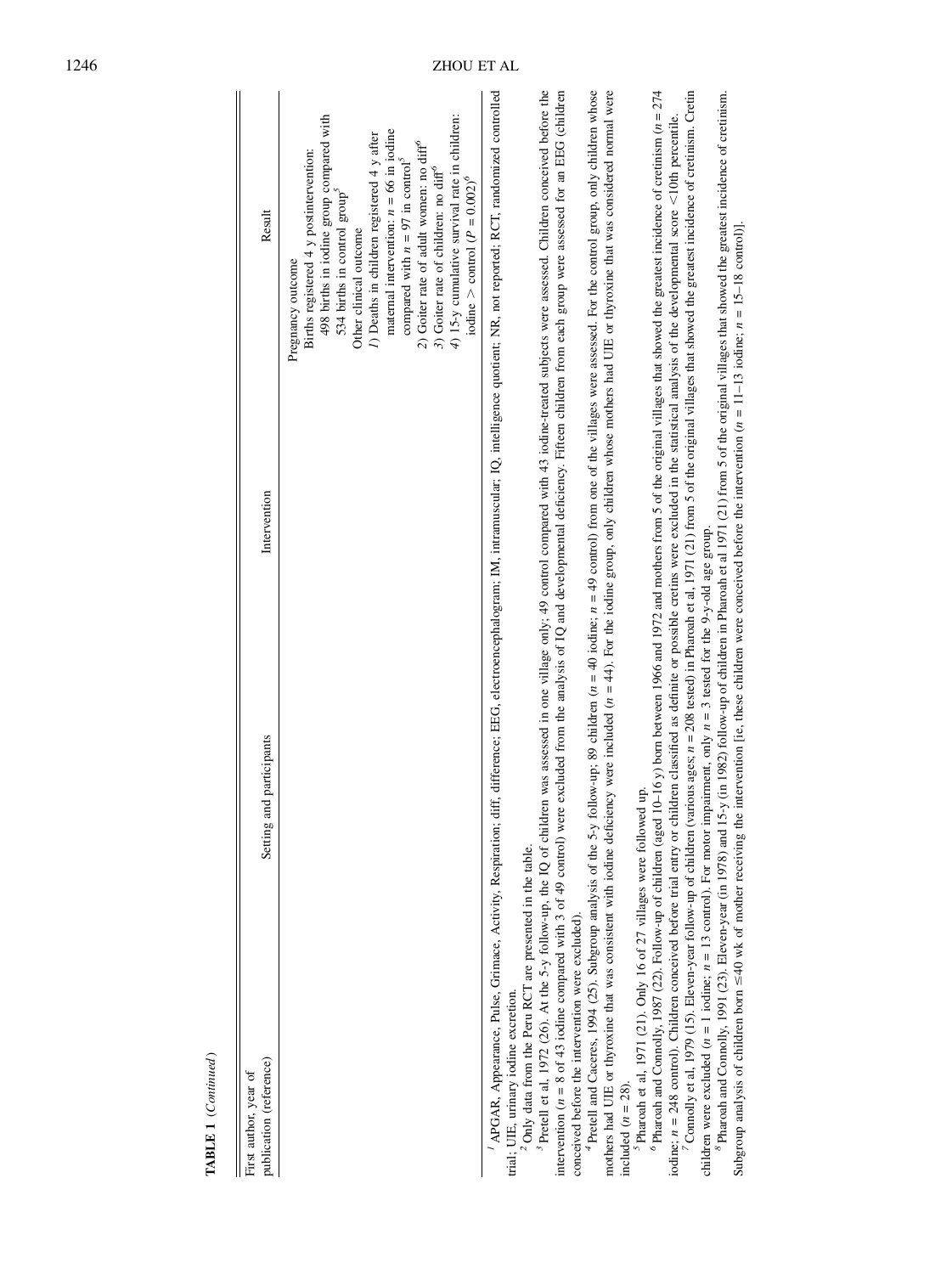**TABLE 1** (*Continued*)

| First author, year of publication (reference) | Setting and participants | Intervention | Result |
|---|---|---|---|
| | | | Pregnancy outcome<br>Births registered 4 y postintervention: 498 births in iodine group compared with 534 births in control group[5]<br>Other clinical outcome<br>*1)* Deaths in children registered 4 y after maternal intervention: $n = 66$ in iodine compared with $n = 97$ in control[5]<br>*2)* Goiter rate of adult women: no diff[6]<br>*3)* Goiter rate of children: no diff[6]<br>*4)* 15-y cumulative survival rate in children: iodine > control ($P = 0.002$)[6] |

[1] APGAR, Appearance, Pulse, Grimace, Activity, Respiration; diff, difference; EEG, electroencephalogram; IM, intramuscular; IQ, intelligence quotient; NR, not reported; RCT, randomized controlled trial; UIE, urinary iodine excretion.

[2] Only data from the Peru RCT are presented in the table.

[3] Pretell et al, 1972 (26). At the 5-y follow-up, the IQ of children was assessed in one village only; 49 control compared with 43 iodine-treated subjects were assessed. Children conceived before the intervention ($n = 8$ of 43 iodine compared with 3 of 49 control) were excluded from the analysis of IQ and developmental deficiency. Fifteen children from each group were assessed for an EEG (children conceived before the intervention were excluded).

[4] Pretell and Caceres, 1994 (25). Subgroup analysis of the 5-y follow-up; 89 children ($n = 40$ iodine; $n = 49$ control) from one of the villages were assessed. For the control group, only children whose mothers had UIE or thyroxine that was consistent with iodine deficiency were included ($n = 44$). For the iodine group, only children whose mothers had UIE or thyroxine that was considered normal were included ($n = 28$).

[5] Pharoah et al, 1971 (21). Only 16 of 27 villages were followed up.

[6] Pharoah and Connolly, 1987 (22). Follow-up of children (aged 10–16 y) born between 1966 and 1972 and mothers from 5 of the original villages that showed the greatest incidence of cretinism ($n = 274$ iodine; $n = 248$ control). Children conceived before trial entry or children classified as definite or possible cretins were excluded in the statistical analysis of the developmental score <10th percentile.

[7] Connolly et al, 1979 (15). Eleven-year follow-up of children (various ages; $n = 208$ tested) in Pharoah et al, 1971 (21) from 5 of the original villages that showed the greatest incidence of cretinism. Cretin children were excluded ($n = 1$ iodine; $n = 13$ control). For motor impairment, only $n = 3$ tested for the 9-y-old age group.

[8] Pharoah and Connolly, 1991 (23). Eleven-year (in 1978) and 15-y (in 1982) follow-up of children in Pharoah et al 1971 (21) from 5 of the original villages that showed the greatest incidence of cretinism. Subgroup analysis of children born ≤40 wk of mother receiving the intervention [ie, these children were conceived before the intervention ($n = 11$–13 iodine; $n = 15$–18 control)].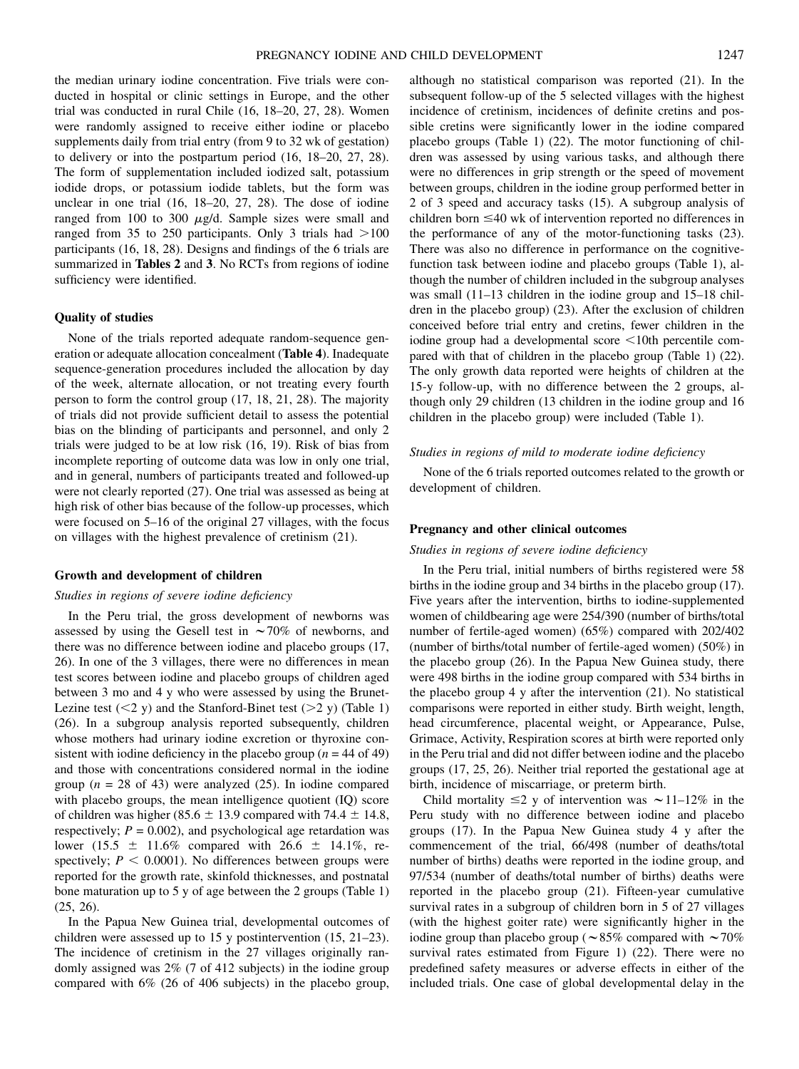the median urinary iodine concentration. Five trials were conducted in hospital or clinic settings in Europe, and the other trial was conducted in rural Chile (16, 18–20, 27, 28). Women were randomly assigned to receive either iodine or placebo supplements daily from trial entry (from 9 to 32 wk of gestation) to delivery or into the postpartum period (16, 18–20, 27, 28). The form of supplementation included iodized salt, potassium iodide drops, or potassium iodide tablets, but the form was unclear in one trial (16, 18–20, 27, 28). The dose of iodine ranged from 100 to 300 $\mu$g/d. Sample sizes were small and ranged from 35 to 250 participants. Only 3 trials had >100 participants (16, 18, 28). Designs and findings of the 6 trials are summarized in **Tables 2** and **3**. No RCTs from regions of iodine sufficiency were identified.

### Quality of studies

None of the trials reported adequate random-sequence generation or adequate allocation concealment (**Table 4**). Inadequate sequence-generation procedures included the allocation by day of the week, alternate allocation, or not treating every fourth person to form the control group (17, 18, 21, 28). The majority of trials did not provide sufficient detail to assess the potential bias on the blinding of participants and personnel, and only 2 trials were judged to be at low risk (16, 19). Risk of bias from incomplete reporting of outcome data was low in only one trial, and in general, numbers of participants treated and followed-up were not clearly reported (27). One trial was assessed as being at high risk of other bias because of the follow-up processes, which were focused on 5–16 of the original 27 villages, with the focus on villages with the highest prevalence of cretinism (21).

### Growth and development of children

*Studies in regions of severe iodine deficiency*

In the Peru trial, the gross development of newborns was assessed by using the Gesell test in ~70% of newborns, and there was no difference between iodine and placebo groups (17, 26). In one of the 3 villages, there were no differences in mean test scores between iodine and placebo groups of children aged between 3 mo and 4 y who were assessed by using the Brunet-Lezine test (<2 y) and the Stanford-Binet test (>2 y) (Table 1) (26). In a subgroup analysis reported subsequently, children whose mothers had urinary iodine excretion or thyroxine consistent with iodine deficiency in the placebo group ($n$ = 44 of 49) and those with concentrations considered normal in the iodine group ($n$ = 28 of 43) were analyzed (25). In iodine compared with placebo groups, the mean intelligence quotient (IQ) score of children was higher (85.6 ± 13.9 compared with 74.4 ± 14.8, respectively; $P$ = 0.002), and psychological age retardation was lower (15.5 ± 11.6% compared with 26.6 ± 14.1%, respectively; $P$ < 0.0001). No differences between groups were reported for the growth rate, skinfold thicknesses, and postnatal bone maturation up to 5 y of age between the 2 groups (Table 1) (25, 26).

In the Papua New Guinea trial, developmental outcomes of children were assessed up to 15 y postintervention (15, 21–23). The incidence of cretinism in the 27 villages originally randomly assigned was 2% (7 of 412 subjects) in the iodine group compared with 6% (26 of 406 subjects) in the placebo group, although no statistical comparison was reported (21). In the subsequent follow-up of the 5 selected villages with the highest incidence of cretinism, incidences of definite cretins and possible cretins were significantly lower in the iodine compared placebo groups (Table 1) (22). The motor functioning of children was assessed by using various tasks, and although there were no differences in grip strength or the speed of movement between groups, children in the iodine group performed better in 2 of 3 speed and accuracy tasks (15). A subgroup analysis of children born ≤40 wk of intervention reported no differences in the performance of any of the motor-functioning tasks (23). There was also no difference in performance on the cognitive-function task between iodine and placebo groups (Table 1), although the number of children included in the subgroup analyses was small (11–13 children in the iodine group and 15–18 children in the placebo group) (23). After the exclusion of children conceived before trial entry and cretins, fewer children in the iodine group had a developmental score <10th percentile compared with that of children in the placebo group (Table 1) (22). The only growth data reported were heights of children at the 15-y follow-up, with no difference between the 2 groups, although only 29 children (13 children in the iodine group and 16 children in the placebo group) were included (Table 1).

*Studies in regions of mild to moderate iodine deficiency*

None of the 6 trials reported outcomes related to the growth or development of children.

### Pregnancy and other clinical outcomes

*Studies in regions of severe iodine deficiency*

In the Peru trial, initial numbers of births registered were 58 births in the iodine group and 34 births in the placebo group (17). Five years after the intervention, births to iodine-supplemented women of childbearing age were 254/390 (number of births/total number of fertile-aged women) (65%) compared with 202/402 (number of births/total number of fertile-aged women) (50%) in the placebo group (26). In the Papua New Guinea study, there were 498 births in the iodine group compared with 534 births in the placebo group 4 y after the intervention (21). No statistical comparisons were reported in either study. Birth weight, length, head circumference, placental weight, or Appearance, Pulse, Grimace, Activity, Respiration scores at birth were reported only in the Peru trial and did not differ between iodine and the placebo groups (17, 25, 26). Neither trial reported the gestational age at birth, incidence of miscarriage, or preterm birth.

Child mortality ≤2 y of intervention was ~11–12% in the Peru study with no difference between iodine and placebo groups (17). In the Papua New Guinea study 4 y after the commencement of the trial, 66/498 (number of deaths/total number of births) deaths were reported in the iodine group, and 97/534 (number of deaths/total number of births) deaths were reported in the placebo group (21). Fifteen-year cumulative survival rates in a subgroup of children born in 5 of 27 villages (with the highest goiter rate) were significantly higher in the iodine group than placebo group (~85% compared with ~70% survival rates estimated from Figure 1) (22). There were no predefined safety measures or adverse effects in either of the included trials. One case of global developmental delay in the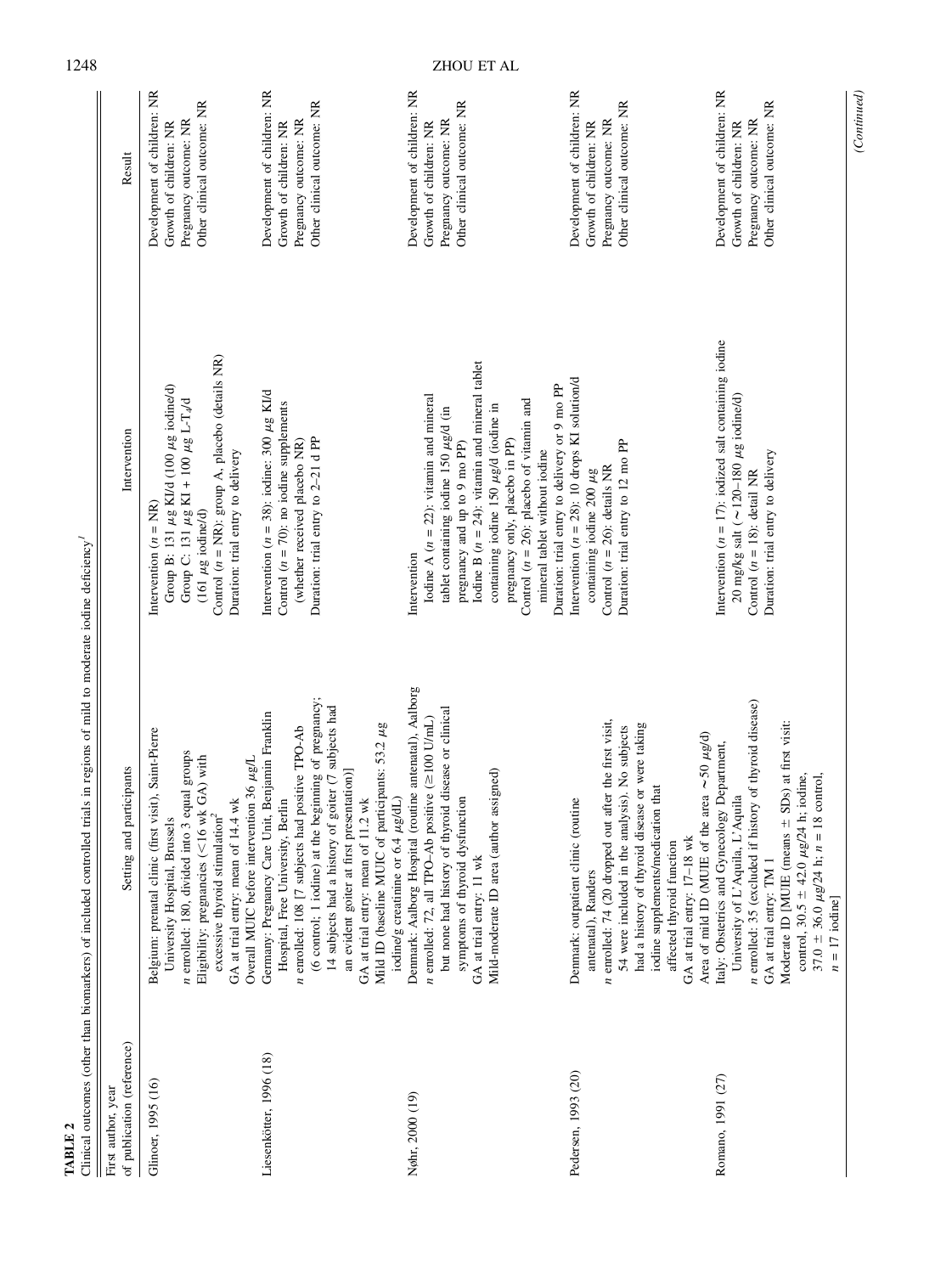**TABLE 2**

Clinical outcomes (other than biomarkers) of included controlled trials in regions of mild to moderate iodine deficiency[1]

| First author, year of publication (reference) | Setting and participants | Intervention | Result |
|---|---|---|---|
| Glinoer, 1995 (16) | Belgium: prenatal clinic (first visit), Saint-Pierre University Hospital, Brussels<br>*n* enrolled: 180, divided into 3 equal groups<br>Eligibility: pregnancies (<16 wk GA) with excessive thyroid stimulation[2]<br>GA at trial entry: mean of 14.4 wk<br>Overall MUIC before intervention 36 μg/L | Intervention (*n* = NR)<br>Group B: 131 μg KI/d (100 μg iodine/d)<br>Group C: 131 μg KI + 100 μg L-$T_4$/d (161 μg iodine/d)<br>Control (*n* = NR): group A, placebo (details NR)<br>Duration: trial entry to delivery | Development of children: NR<br>Growth of children: NR<br>Pregnancy outcome: NR<br>Other clinical outcome: NR |
| Liesenkötter, 1996 (18) | Germany: Pregnancy Care Unit, Benjamin Franklin Hospital, Free University, Berlin<br>*n* enrolled: 108 [7 subjects had positive TPO-Ab (6 control; 1 iodine) at the beginning of pregnancy; 14 subjects had a history of goiter (7 subjects had an evident goiter at first presentation)]<br>GA at trial entry: mean of 11.2 wk<br>Mild ID (baseline MUIC of participants: 53.2 μg iodine/g creatinine or 6.4 μg/dL) | Intervention (*n* = 38): iodine: 300 μg KI/d<br>Control (*n* = 70): no iodine supplements (whether received placebo NR)<br>Duration: trial entry to 2–21 d PP | Development of children: NR<br>Growth of children: NR<br>Pregnancy outcome: NR<br>Other clinical outcome: NR |
| Nøhr, 2000 (19) | Denmark: Aalborg Hospital (routine antenatal), Aalborg<br>*n* enrolled: 72, all TPO-Ab positive (≥100 U/mL) but none had history of thyroid disease or clinical symptoms of thyroid dysfunction<br>GA at trial entry: 11 wk<br>Mild-moderate ID area (author assigned) | Intervention<br>Iodine A (*n* = 22): vitamin and mineral tablet containing iodine 150 μg/d (in pregnancy and up to 9 mo PP)<br>Iodine B (*n* = 24): vitamin and mineral tablet containing iodine 150 μg/d (iodine in pregnancy only, placebo in PP)<br>Control (*n* = 26): placebo of vitamin and mineral tablet without iodine<br>Duration: trial entry to delivery or 9 mo PP | Development of children: NR<br>Growth of children: NR<br>Pregnancy outcome: NR<br>Other clinical outcome: NR |
| Pedersen, 1993 (20) | Denmark: outpatient clinic (routine antenatal), Randers<br>*n* enrolled: 74 (20 dropped out after the first visit, 54 were included in the analysis). No subjects had a history of thyroid disease or were taking iodine supplements/medication that affected thyroid function<br>GA at trial entry: 17–18 wk<br>Area of mild ID (MUIE of the area ∼50 μg/d) | Intervention (*n* = 28): 10 drops KI solution/d containing iodine 200 μg<br>Control (*n* = 26): details NR<br>Duration: trial entry to 12 mo PP | Development of children: NR<br>Growth of children: NR<br>Pregnancy outcome: NR<br>Other clinical outcome: NR |
| Romano, 1991 (27) | Italy: Obstetrics and Gynecology Department, University of L'Aquila, L'Aquila<br>*n* enrolled: 35 (excluded if history of thyroid disease)<br>GA at trial entry: TM 1<br>Moderate ID [MUIE (means ± SDs) at first visit: control, 30.5 ± 42.0 μg/24 h; iodine, 37.0 ± 36.0 μg/24 h; *n* = 18 control, *n* = 17 iodine] | Intervention (*n* = 17): iodized salt containing iodine 20 mg/kg salt (∼120–180 μg iodine/d)<br>Control (*n* = 18): detail NR<br>Duration: trial entry to delivery | Development of children: NR<br>Growth of children: NR<br>Pregnancy outcome: NR<br>Other clinical outcome: NR |

*(Continued)*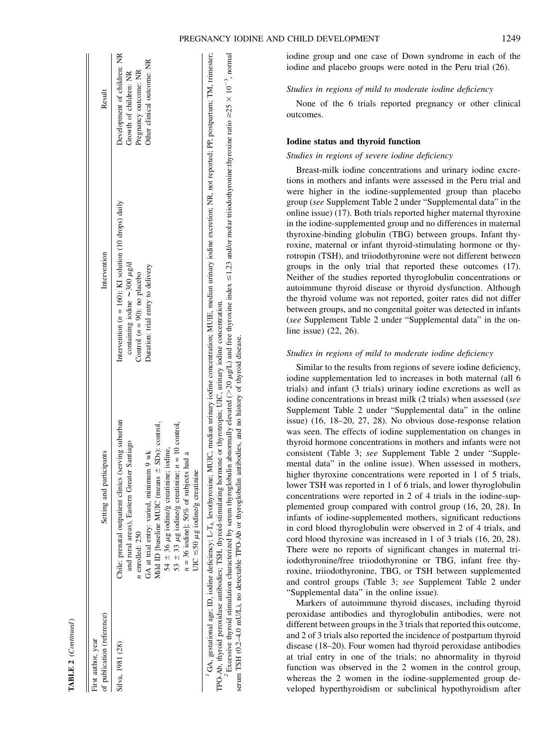**TABLE 2** (*Continued*)

| First author, year of publication (reference) | Setting and participants | Intervention | Result |
|---|---|---|---|
| Silva, 1981 (28) | Chile: prenatal outpatient clinics (serving suburban and rural areas), Eastern Greater Santiago<br>*n* enrolled: 250<br>GA at trial entry: varied, minimum 9 wk<br>Mild ID [baseline MUIC (means ± SDs): control, 54 ± 36 μg iodine/g creatinine; iodine, 53 ± 33 μg iodine/g creatinine; *n* = 10 control, *n* = 36 iodine]; 50% of subjects had a UIC ≤50 μg iodine/g creatinine | Intervention (*n* = 160): KI solution (10 drops) daily containing iodine ∼300 μg/d<br>Control (*n* = 90): no placebo<br>Duration: trial entry to delivery | Development of children: NR<br>Growth of children: NR<br>Pregnancy outcome: NR<br>Other clinical outcome: NR |

[1] GA, gestational age; ID, iodine deficiency; L-$T_4$, levothyroxine; MUIC, median urinary iodine concentration; MUIE, median urinary iodine excretion; NR, not reported; PP, postpartum; TM, trimester; TPO-Ab, thyroid peroxidase antibodies; TSH, thyroid-stimulating hormone or thyrotropin; UIC, urinary iodine concentration.

[2] Excessive thyroid stimulation characterized by serum thyroglobulin abnormally elevated (>20 μg/L) and free thyroxine index ≤1.23 and/or molar triiodothyronine:thyroxine ratio $\geq 25 \times 10^{-3}$, normal serum TSH (0.2–4.0 mU/L), no detectable TPO-Ab or thyroglobulin antibodies, and no history of thyroid disease.

iodine group and one case of Down syndrome in each of the iodine and placebo groups were noted in the Peru trial (26).

*Studies in regions of mild to moderate iodine deficiency*

None of the 6 trials reported pregnancy or other clinical outcomes.

### Iodine status and thyroid function

*Studies in regions of severe iodine deficiency*

Breast-milk iodine concentrations and urinary iodine excretions in mothers and infants were assessed in the Peru trial and were higher in the iodine-supplemented group than placebo group (*see* Supplement Table 2 under "Supplemental data" in the online issue) (17). Both trials reported higher maternal thyroxine in the iodine-supplemented group and no differences in maternal thyroxine-binding globulin (TBG) between groups. Infant thyroxine, maternal or infant thyroid-stimulating hormone or thyrotropin (TSH), and triiodothyronine were not different between groups in the only trial that reported these outcomes (17). Neither of the studies reported thyroglobulin concentrations or autoimmune thyroid disease or thyroid dysfunction. Although the thyroid volume was not reported, goiter rates did not differ between groups, and no congenital goiter was detected in infants (*see* Supplement Table 2 under "Supplemental data" in the online issue) (22, 26).

*Studies in regions of mild to moderate iodine deficiency*

Similar to the results from regions of severe iodine deficiency, iodine supplementation led to increases in both maternal (all 6 trials) and infant (3 trials) urinary iodine excretions as well as iodine concentrations in breast milk (2 trials) when assessed (*see* Supplement Table 2 under "Supplemental data" in the online issue) (16, 18–20, 27, 28). No obvious dose-response relation was seen. The effects of iodine supplementation on changes in thyroid hormone concentrations in mothers and infants were not consistent (Table 3; *see* Supplement Table 2 under "Supplemental data" in the online issue). When assessed in mothers, higher thyroxine concentrations were reported in 1 of 5 trials, lower TSH was reported in 1 of 6 trials, and lower thyroglobulin concentrations were reported in 2 of 4 trials in the iodine-supplemented group compared with control group (16, 20, 28). In infants of iodine-supplemented mothers, significant reductions in cord blood thyroglobulin were observed in 2 of 4 trials, and cord blood thyroxine was increased in 1 of 3 trials (16, 20, 28). There were no reports of significant changes in maternal triiodothyronine/free triiodothyronine or TBG, infant free thyroxine, triiodothyronine, TBG, or TSH between supplemented and control groups (Table 3; *see* Supplement Table 2 under "Supplemental data" in the online issue).

Markers of autoimmune thyroid diseases, including thyroid peroxidase antibodies and thyroglobulin antibodies, were not different between groups in the 3 trials that reported this outcome, and 2 of 3 trials also reported the incidence of postpartum thyroid disease (18–20). Four women had thyroid peroxidase antibodies at trial entry in one of the trials; no abnormality in thyroid function was observed in the 2 women in the control group, whereas the 2 women in the iodine-supplemented group developed hyperthyroidism or subclinical hypothyroidism after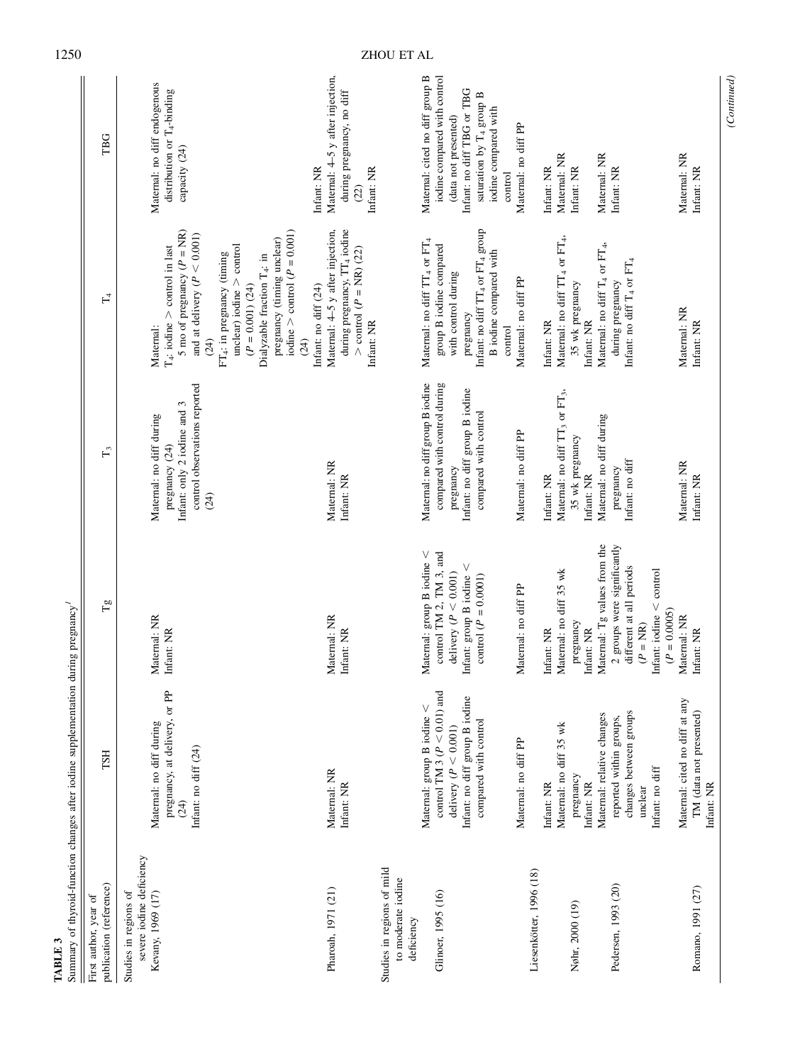**TABLE 3**

Summary of thyroid-function changes after iodine supplementation during pregnancy[1]

| First author, year of publication (reference) | TSH | Tg | $T_3$ | $T_4$ | TBG |
|---|---|---|---|---|---|
| Studies in regions of severe iodine deficiency | | | | | |
| Kevany, 1969 (17) | Maternal: no diff during pregnancy, at delivery, or PP (24)<br>Infant: no diff (24) | Maternal: NR<br>Infant: NR | Maternal: no diff during pregnancy (24)<br>Infant: only 2 iodine and 3 control observations reported (24) | Maternal:<br>$T_4$: iodine > control in last 5 mo of pregnancy ($P$ = NR) and at delivery ($P < 0.001$) (24)<br>$FT_4$: in pregnancy (timing unclear) iodine > control ($P = 0.001$) (24)<br>Dialyzable fraction $T_4$: in pregnancy (timing unclear) iodine > control ($P = 0.001$) (24)<br>Infant: no diff (24) | Maternal: no diff endogenous distribution or $T_4$-binding capacity (24)<br>Infant: NR |
| Pharoah, 1971 (21) | Maternal: NR<br>Infant: NR | Maternal: NR<br>Infant: NR | Maternal: NR<br>Infant: NR | Maternal: 4–5 y after injection, during pregnancy, $TT_4$ iodine > control ($P$ = NR) (22)<br>Infant: NR | Maternal: 4–5 y after injection, during pregnancy, no diff (22)<br>Infant: NR |
| Studies in regions of mild to moderate iodine deficiency | | | | | |
| Glinoer, 1995 (16) | Maternal: group B iodine < control TM 3 ($P < 0.01$) and delivery ($P < 0.001$)<br>Infant: no diff group B iodine compared with control | Maternal: group B iodine < control TM 2, TM 3, and delivery ($P < 0.001$)<br>Infant: group B iodine < control ($P = 0.0001$) | Maternal: no diff group B iodine compared with control during pregnancy<br>Infant: no diff group B iodine compared with control | Maternal: no diff $TT_4$ or $FT_4$ group B iodine compared with control during pregnancy<br>Infant: no diff $TT_4$ or $FT_4$ group B iodine compared with control | Maternal: cited no diff group B iodine compared with control (data not presented)<br>Infant: no diff TBG or TBG saturation by $T_4$ group B iodine compared with control |
| Liesenkötter, 1996 (18) | Maternal: no diff PP<br>Infant: NR | Maternal: no diff PP<br>Infant: NR | Maternal: no diff PP<br>Infant: NR | Maternal: no diff PP<br>Infant: NR | Maternal: no diff PP<br>Infant: NR |
| Nøhr, 2000 (19) | Maternal: no diff 35 wk pregnancy<br>Infant: NR | Maternal: no diff 35 wk pregnancy<br>Infant: NR | Maternal: no diff $TT_3$ or $FT_3$, 35 wk pregnancy<br>Infant: NR | Maternal: no diff $TT_4$ or $FT_4$, 35 wk pregnancy<br>Infant: NR | Maternal: NR<br>Infant: NR |
| Pedersen, 1993 (20) | Maternal: relative changes reported within groups, changes between groups unclear<br>Infant: no diff | Maternal: Tg values from the 2 groups were significantly different at all periods ($P$ = NR)<br>Infant: iodine < control ($P = 0.0005$) | Maternal: no diff during pregnancy<br>Infant: no diff | Maternal: no diff $T_4$ or $FT_4$, during pregnancy<br>Infant: no diff $T_4$ or $FT_4$ | Maternal: NR<br>Infant: NR |
| Romano, 1991 (27) | Maternal: cited no diff at any TM (data not presented)<br>Infant: NR | Maternal: NR<br>Infant: NR | Maternal: NR<br>Infant: NR | Maternal: NR<br>Infant: NR | Maternal: NR<br>Infant: NR |

*(Continued)*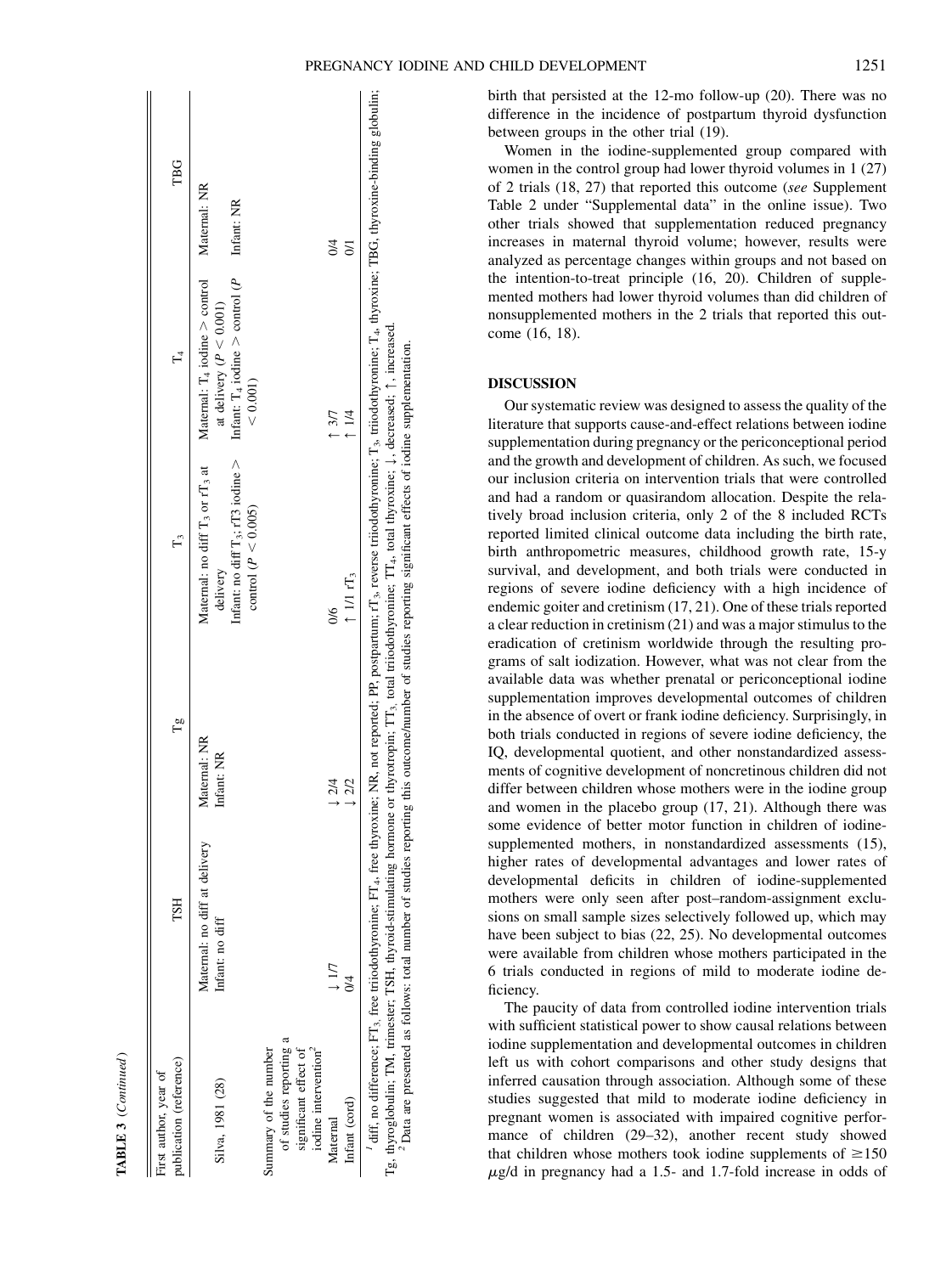**TABLE 3** (*Continued*)

| First author, year of publication (reference) | TSH | Tg | $T_3$ | $T_4$ | TBG |
|---|---|---|---|---|---|
| Silva, 1981 (28) | Maternal: no diff at delivery<br>Infant: no diff | Maternal: NR<br>Infant: NR | Maternal: no diff $T_3$ or $rT_3$ at delivery<br>Infant: no diff $T_3$; rT3 iodine > control ($P < 0.005$) | Maternal: $T_4$ iodine > control at delivery ($P < 0.001$)<br>Infant: $T_4$ iodine > control ($P < 0.001$) | Maternal: NR<br>Infant: NR |
| Summary of the number of studies reporting a significant effect of iodine intervention[2] | | | | | |
| Maternal | ↓ 1/7 | ↓ 2/4 | 0/6 | ↑ 3/7 | 0/4 |
| Infant (cord) | 0/4 | ↓ 2/2 | ↑ 1/1 $rT_3$ | ↑ 1/4 | 0/1 |

[1] diff, no difference; $FT_3$, free triiodothyronine; $FT_4$, free thyroxine; NR, not reported; PP, postpartum; $rT_3$, reverse triiodothyronine; $T_3$, triiodothyronine; $T_4$, thyroxine; TBG, thyroxine-binding globulin; Tg, thyroglobulin; TM, trimester; TSH, thyroid-stimulating hormone or thyrotropin; $TT_3$, total triiodothyronine; $TT_4$, total thyroxine; ↓, decreased; ↑, increased.
[2] Data are presented as follows: total number of studies reporting this outcome/number of studies reporting significant effects of iodine supplementation.

birth that persisted at the 12-mo follow-up (20). There was no difference in the incidence of postpartum thyroid dysfunction between groups in the other trial (19).

Women in the iodine-supplemented group compared with women in the control group had lower thyroid volumes in 1 (27) of 2 trials (18, 27) that reported this outcome (*see* Supplement Table 2 under "Supplemental data" in the online issue). Two other trials showed that supplementation reduced pregnancy increases in maternal thyroid volume; however, results were analyzed as percentage changes within groups and not based on the intention-to-treat principle (16, 20). Children of supplemented mothers had lower thyroid volumes than did children of nonsupplemented mothers in the 2 trials that reported this outcome (16, 18).

## DISCUSSION

Our systematic review was designed to assess the quality of the literature that supports cause-and-effect relations between iodine supplementation during pregnancy or the periconceptional period and the growth and development of children. As such, we focused our inclusion criteria on intervention trials that were controlled and had a random or quasirandom allocation. Despite the relatively broad inclusion criteria, only 2 of the 8 included RCTs reported limited clinical outcome data including the birth rate, birth anthropometric measures, childhood growth rate, 15-y survival, and development, and both trials were conducted in regions of severe iodine deficiency with a high incidence of endemic goiter and cretinism (17, 21). One of these trials reported a clear reduction in cretinism (21) and was a major stimulus to the eradication of cretinism worldwide through the resulting programs of salt iodization. However, what was not clear from the available data was whether prenatal or periconceptional iodine supplementation improves developmental outcomes of children in the absence of overt or frank iodine deficiency. Surprisingly, in both trials conducted in regions of severe iodine deficiency, the IQ, developmental quotient, and other nonstandardized assessments of cognitive development of noncretinous children did not differ between children whose mothers were in the iodine group and women in the placebo group (17, 21). Although there was some evidence of better motor function in children of iodine-supplemented mothers, in nonstandardized assessments (15), higher rates of developmental advantages and lower rates of developmental deficits in children of iodine-supplemented mothers were only seen after post–random-assignment exclusions on small sample sizes selectively followed up, which may have been subject to bias (22, 25). No developmental outcomes were available from children whose mothers participated in the 6 trials conducted in regions of mild to moderate iodine deficiency.

The paucity of data from controlled iodine intervention trials with sufficient statistical power to show causal relations between iodine supplementation and developmental outcomes in children left us with cohort comparisons and other study designs that inferred causation through association. Although some of these studies suggested that mild to moderate iodine deficiency in pregnant women is associated with impaired cognitive performance of children (29–32), another recent study showed that children whose mothers took iodine supplements of ≥150 $\mu$g/d in pregnancy had a 1.5- and 1.7-fold increase in odds of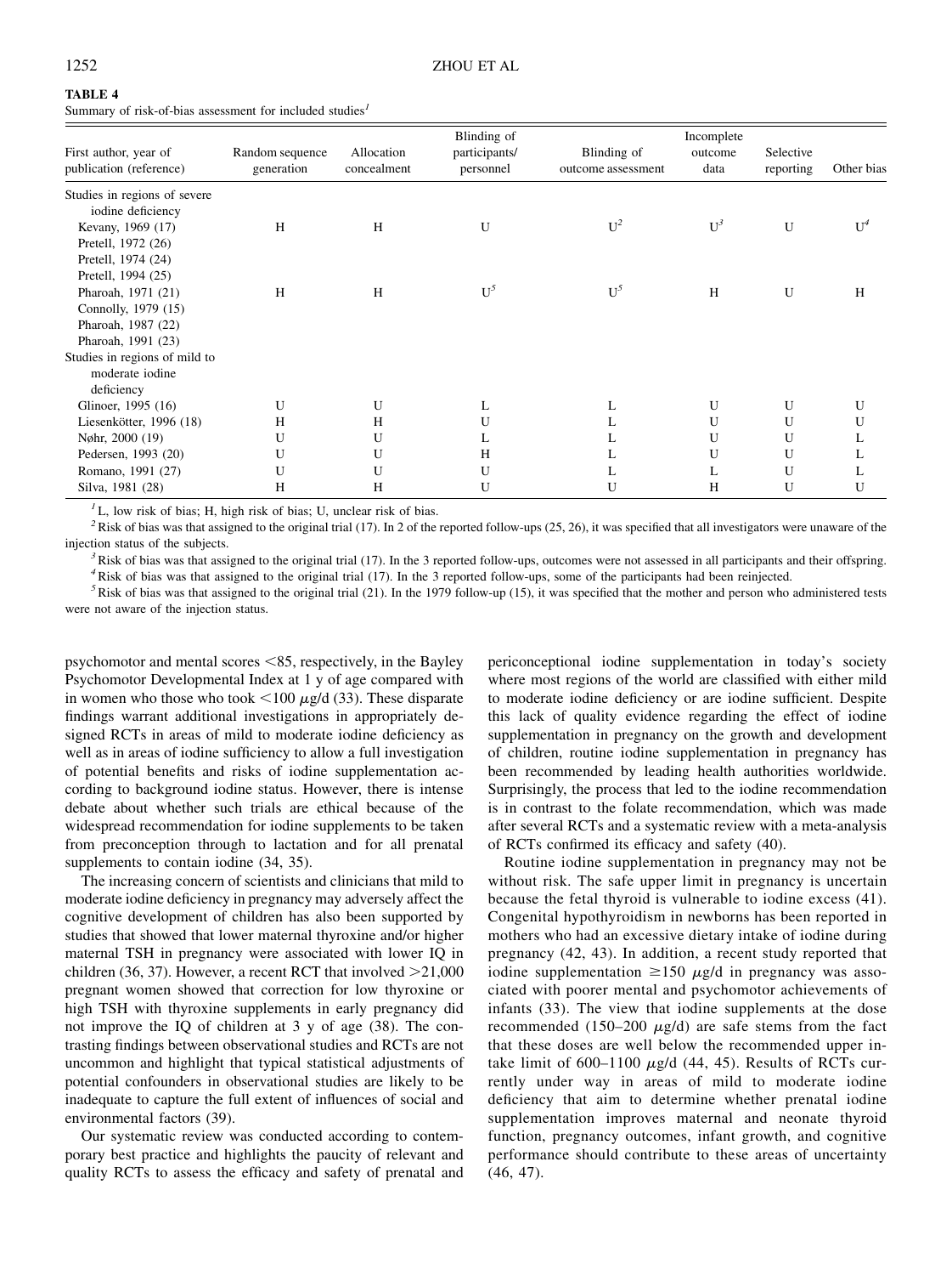**TABLE 4**
Summary of risk-of-bias assessment for included studies[1]

| First author, year of publication (reference) | Random sequence generation | Allocation concealment | Blinding of participants/ personnel | Blinding of outcome assessment | Incomplete outcome data | Selective reporting | Other bias |
|---|---|---|---|---|---|---|---|
| Studies in regions of severe iodine deficiency | | | | | | | |
| Kevany, 1969 (17) | H | H | U | U[2] | U[3] | U | U[4] |
| Pretell, 1972 (26) | | | | | | | |
| Pretell, 1974 (24) | | | | | | | |
| Pretell, 1994 (25) | | | | | | | |
| Pharoah, 1971 (21) | H | H | U[5] | U[5] | H | U | H |
| Connolly, 1979 (15) | | | | | | | |
| Pharoah, 1987 (22) | | | | | | | |
| Pharoah, 1991 (23) | | | | | | | |
| Studies in regions of mild to moderate iodine deficiency | | | | | | | |
| Glinoer, 1995 (16) | U | U | L | L | U | U | U |
| Liesenkötter, 1996 (18) | H | H | U | L | U | U | U |
| Nøhr, 2000 (19) | U | U | L | L | U | U | L |
| Pedersen, 1993 (20) | U | U | H | L | U | U | L |
| Romano, 1991 (27) | U | U | U | L | L | U | L |
| Silva, 1981 (28) | H | H | U | U | H | U | U |

[1] L, low risk of bias; H, high risk of bias; U, unclear risk of bias.

[2] Risk of bias was that assigned to the original trial (17). In 2 of the reported follow-ups (25, 26), it was specified that all investigators were unaware of the injection status of the subjects.

[3] Risk of bias was that assigned to the original trial (17). In the 3 reported follow-ups, outcomes were not assessed in all participants and their offspring.

[4] Risk of bias was that assigned to the original trial (17). In the 3 reported follow-ups, some of the participants had been reinjected.

[5] Risk of bias was that assigned to the original trial (21). In the 1979 follow-up (15), it was specified that the mother and person who administered tests were not aware of the injection status.

psychomotor and mental scores <85, respectively, in the Bayley Psychomotor Developmental Index at 1 y of age compared with in women who those who took <100 μg/d (33). These disparate findings warrant additional investigations in appropriately designed RCTs in areas of mild to moderate iodine deficiency as well as in areas of iodine sufficiency to allow a full investigation of potential benefits and risks of iodine supplementation according to background iodine status. However, there is intense debate about whether such trials are ethical because of the widespread recommendation for iodine supplements to be taken from preconception through to lactation and for all prenatal supplements to contain iodine (34, 35).

The increasing concern of scientists and clinicians that mild to moderate iodine deficiency in pregnancy may adversely affect the cognitive development of children has also been supported by studies that showed that lower maternal thyroxine and/or higher maternal TSH in pregnancy were associated with lower IQ in children (36, 37). However, a recent RCT that involved >21,000 pregnant women showed that correction for low thyroxine or high TSH with thyroxine supplements in early pregnancy did not improve the IQ of children at 3 y of age (38). The contrasting findings between observational studies and RCTs are not uncommon and highlight that typical statistical adjustments of potential confounders in observational studies are likely to be inadequate to capture the full extent of influences of social and environmental factors (39).

Our systematic review was conducted according to contemporary best practice and highlights the paucity of relevant and quality RCTs to assess the efficacy and safety of prenatal and periconceptional iodine supplementation in today's society where most regions of the world are classified with either mild to moderate iodine deficiency or are iodine sufficient. Despite this lack of quality evidence regarding the effect of iodine supplementation in pregnancy on the growth and development of children, routine iodine supplementation in pregnancy has been recommended by leading health authorities worldwide. Surprisingly, the process that led to the iodine recommendation is in contrast to the folate recommendation, which was made after several RCTs and a systematic review with a meta-analysis of RCTs confirmed its efficacy and safety (40).

Routine iodine supplementation in pregnancy may not be without risk. The safe upper limit in pregnancy is uncertain because the fetal thyroid is vulnerable to iodine excess (41). Congenital hypothyroidism in newborns has been reported in mothers who had an excessive dietary intake of iodine during pregnancy (42, 43). In addition, a recent study reported that iodine supplementation ≥150 μg/d in pregnancy was associated with poorer mental and psychomotor achievements of infants (33). The view that iodine supplements at the dose recommended (150–200 μg/d) are safe stems from the fact that these doses are well below the recommended upper intake limit of 600–1100 μg/d (44, 45). Results of RCTs currently under way in areas of mild to moderate iodine deficiency that aim to determine whether prenatal iodine supplementation improves maternal and neonate thyroid function, pregnancy outcomes, infant growth, and cognitive performance should contribute to these areas of uncertainty (46, 47).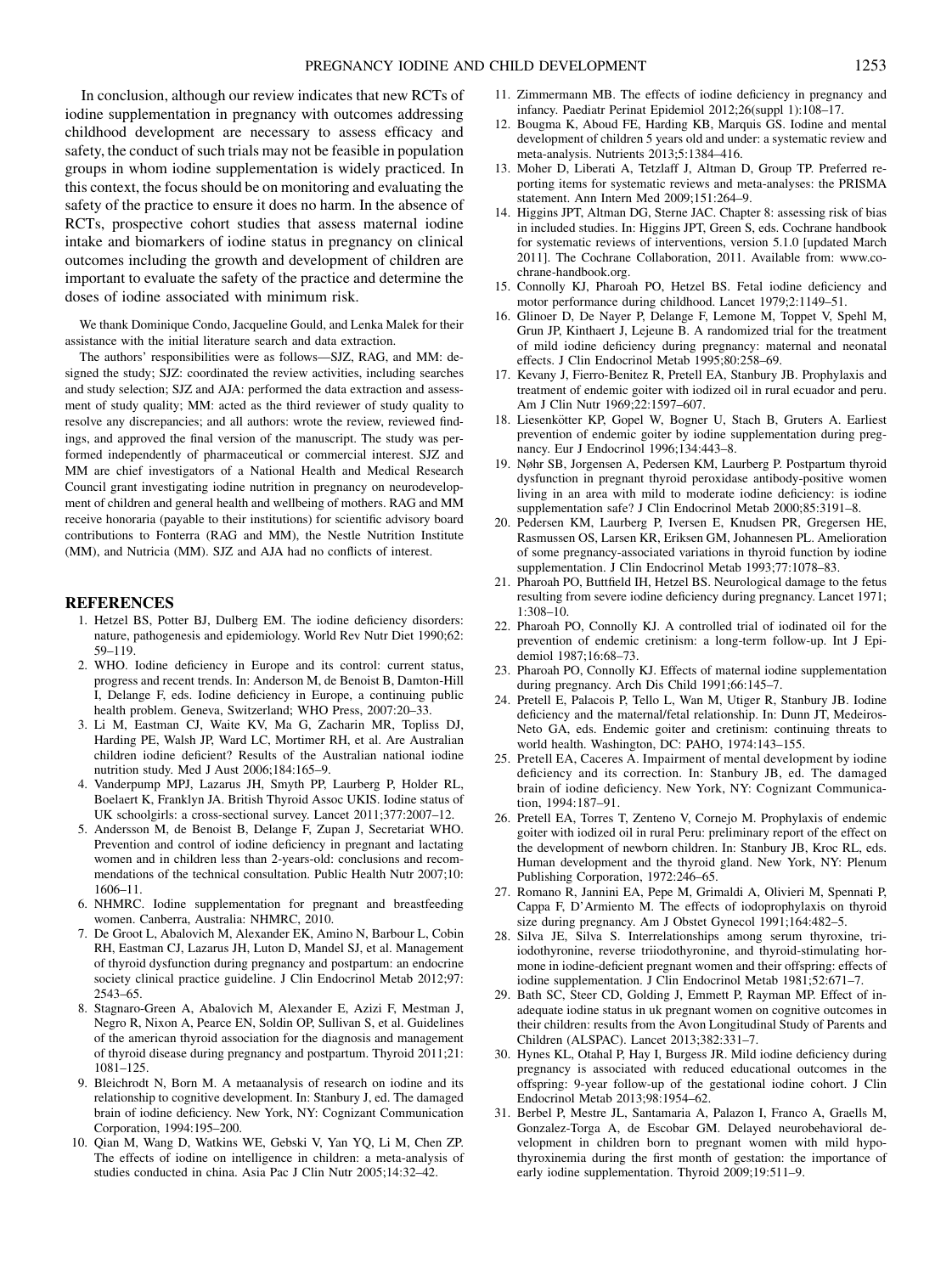In conclusion, although our review indicates that new RCTs of iodine supplementation in pregnancy with outcomes addressing childhood development are necessary to assess efficacy and safety, the conduct of such trials may not be feasible in population groups in whom iodine supplementation is widely practiced. In this context, the focus should be on monitoring and evaluating the safety of the practice to ensure it does no harm. In the absence of RCTs, prospective cohort studies that assess maternal iodine intake and biomarkers of iodine status in pregnancy on clinical outcomes including the growth and development of children are important to evaluate the safety of the practice and determine the doses of iodine associated with minimum risk.

We thank Dominique Condo, Jacqueline Gould, and Lenka Malek for their assistance with the initial literature search and data extraction.

The authors' responsibilities were as follows—SJZ, RAG, and MM: designed the study; SJZ: coordinated the review activities, including searches and study selection; SJZ and AJA: performed the data extraction and assessment of study quality; MM: acted as the third reviewer of study quality to resolve any discrepancies; and all authors: wrote the review, reviewed findings, and approved the final version of the manuscript. The study was performed independently of pharmaceutical or commercial interest. SJZ and MM are chief investigators of a National Health and Medical Research Council grant investigating iodine nutrition in pregnancy on neurodevelopment of children and general health and wellbeing of mothers. RAG and MM receive honoraria (payable to their institutions) for scientific advisory board contributions to Fonterra (RAG and MM), the Nestle Nutrition Institute (MM), and Nutricia (MM). SJZ and AJA had no conflicts of interest.

## REFERENCES

1. Hetzel BS, Potter BJ, Dulberg EM. The iodine deficiency disorders: nature, pathogenesis and epidemiology. World Rev Nutr Diet 1990;62: 59–119.
2. WHO. Iodine deficiency in Europe and its control: current status, progress and recent trends. In: Anderson M, de Benoist B, Damton-Hill I, Delange F, eds. Iodine deficiency in Europe, a continuing public health problem. Geneva, Switzerland; WHO Press, 2007:20–33.
3. Li M, Eastman CJ, Waite KV, Ma G, Zacharin MR, Topliss DJ, Harding PE, Walsh JP, Ward LC, Mortimer RH, et al. Are Australian children iodine deficient? Results of the Australian national iodine nutrition study. Med J Aust 2006;184:165–9.
4. Vanderpump MPJ, Lazarus JH, Smyth PP, Laurberg P, Holder RL, Boelaert K, Franklyn JA. British Thyroid Assoc UKIS. Iodine status of UK schoolgirls: a cross-sectional survey. Lancet 2011;377:2007–12.
5. Andersson M, de Benoist B, Delange F, Zupan J, Secretariat WHO. Prevention and control of iodine deficiency in pregnant and lactating women and in children less than 2-years-old: conclusions and recommendations of the technical consultation. Public Health Nutr 2007;10: 1606–11.
6. NHMRC. Iodine supplementation for pregnant and breastfeeding women. Canberra, Australia: NHMRC, 2010.
7. De Groot L, Abalovich M, Alexander EK, Amino N, Barbour L, Cobin RH, Eastman CJ, Lazarus JH, Luton D, Mandel SJ, et al. Management of thyroid dysfunction during pregnancy and postpartum: an endocrine society clinical practice guideline. J Clin Endocrinol Metab 2012;97: 2543–65.
8. Stagnaro-Green A, Abalovich M, Alexander E, Azizi F, Mestman J, Negro R, Nixon A, Pearce EN, Soldin OP, Sullivan S, et al. Guidelines of the american thyroid association for the diagnosis and management of thyroid disease during pregnancy and postpartum. Thyroid 2011;21: 1081–125.
9. Bleichrodt N, Born M. A metaanalysis of research on iodine and its relationship to cognitive development. In: Stanbury J, ed. The damaged brain of iodine deficiency. New York, NY: Cognizant Communication Corporation, 1994:195–200.
10. Qian M, Wang D, Watkins WE, Gebski V, Yan YQ, Li M, Chen ZP. The effects of iodine on intelligence in children: a meta-analysis of studies conducted in china. Asia Pac J Clin Nutr 2005;14:32–42.
11. Zimmermann MB. The effects of iodine deficiency in pregnancy and infancy. Paediatr Perinat Epidemiol 2012;26(suppl 1):108–17.
12. Bougma K, Aboud FE, Harding KB, Marquis GS. Iodine and mental development of children 5 years old and under: a systematic review and meta-analysis. Nutrients 2013;5:1384–416.
13. Moher D, Liberati A, Tetzlaff J, Altman D, Group TP. Preferred reporting items for systematic reviews and meta-analyses: the PRISMA statement. Ann Intern Med 2009;151:264–9.
14. Higgins JPT, Altman DG, Sterne JAC. Chapter 8: assessing risk of bias in included studies. In: Higgins JPT, Green S, eds. Cochrane handbook for systematic reviews of interventions, version 5.1.0 [updated March 2011]. The Cochrane Collaboration, 2011. Available from: www.cochrane-handbook.org.
15. Connolly KJ, Pharoah PO, Hetzel BS. Fetal iodine deficiency and motor performance during childhood. Lancet 1979;2:1149–51.
16. Glinoer D, De Nayer P, Delange F, Lemone M, Toppet V, Spehl M, Grun JP, Kinthaert J, Lejeune B. A randomized trial for the treatment of mild iodine deficiency during pregnancy: maternal and neonatal effects. J Clin Endocrinol Metab 1995;80:258–69.
17. Kevany J, Fierro-Benitez R, Pretell EA, Stanbury JB. Prophylaxis and treatment of endemic goiter with iodized oil in rural ecuador and peru. Am J Clin Nutr 1969;22:1597–607.
18. Liesenkötter KP, Gopel W, Bogner U, Stach B, Gruters A. Earliest prevention of endemic goiter by iodine supplementation during pregnancy. Eur J Endocrinol 1996;134:443–8.
19. Nøhr SB, Jorgensen A, Pedersen KM, Laurberg P. Postpartum thyroid dysfunction in pregnant thyroid peroxidase antibody-positive women living in an area with mild to moderate iodine deficiency: is iodine supplementation safe? J Clin Endocrinol Metab 2000;85:3191–8.
20. Pedersen KM, Laurberg P, Iversen E, Knudsen PR, Gregersen HE, Rasmussen OS, Larsen KR, Eriksen GM, Johannesen PL. Amelioration of some pregnancy-associated variations in thyroid function by iodine supplementation. J Clin Endocrinol Metab 1993;77:1078–83.
21. Pharoah PO, Buttfield IH, Hetzel BS. Neurological damage to the fetus resulting from severe iodine deficiency during pregnancy. Lancet 1971; 1:308–10.
22. Pharoah PO, Connolly KJ. A controlled trial of iodinated oil for the prevention of endemic cretinism: a long-term follow-up. Int J Epidemiol 1987;16:68–73.
23. Pharoah PO, Connolly KJ. Effects of maternal iodine supplementation during pregnancy. Arch Dis Child 1991;66:145–7.
24. Pretell E, Palacois P, Tello L, Wan M, Utiger R, Stanbury JB. Iodine deficiency and the maternal/fetal relationship. In: Dunn JT, Medeiros-Neto GA, eds. Endemic goiter and cretinism: continuing threats to world health. Washington, DC: PAHO, 1974:143–155.
25. Pretell EA, Caceres A. Impairment of mental development by iodine deficiency and its correction. In: Stanbury JB, ed. The damaged brain of iodine deficiency. New York, NY: Cognizant Communication, 1994:187–91.
26. Pretell EA, Torres T, Zenteno V, Cornejo M. Prophylaxis of endemic goiter with iodized oil in rural Peru: preliminary report of the effect on the development of newborn children. In: Stanbury JB, Kroc RL, eds. Human development and the thyroid gland. New York, NY: Plenum Publishing Corporation, 1972:246–65.
27. Romano R, Jannini EA, Pepe M, Grimaldi A, Olivieri M, Spennati P, Cappa F, D'Armiento M. The effects of iodoprophylaxis on thyroid size during pregnancy. Am J Obstet Gynecol 1991;164:482–5.
28. Silva JE, Silva S. Interrelationships among serum thyroxine, triiodothyronine, reverse triiodothyronine, and thyroid-stimulating hormone in iodine-deficient pregnant women and their offspring: effects of iodine supplementation. J Clin Endocrinol Metab 1981;52:671–7.
29. Bath SC, Steer CD, Golding J, Emmett P, Rayman MP. Effect of inadequate iodine status in uk pregnant women on cognitive outcomes in their children: results from the Avon Longitudinal Study of Parents and Children (ALSPAC). Lancet 2013;382:331–7.
30. Hynes KL, Otahal P, Hay I, Burgess JR. Mild iodine deficiency during pregnancy is associated with reduced educational outcomes in the offspring: 9-year follow-up of the gestational iodine cohort. J Clin Endocrinol Metab 2013;98:1954–62.
31. Berbel P, Mestre JL, Santamaria A, Palazon I, Franco A, Graells M, Gonzalez-Torga A, de Escobar GM. Delayed neurobehavioral development in children born to pregnant women with mild hypothyroxinemia during the first month of gestation: the importance of early iodine supplementation. Thyroid 2009;19:511–9.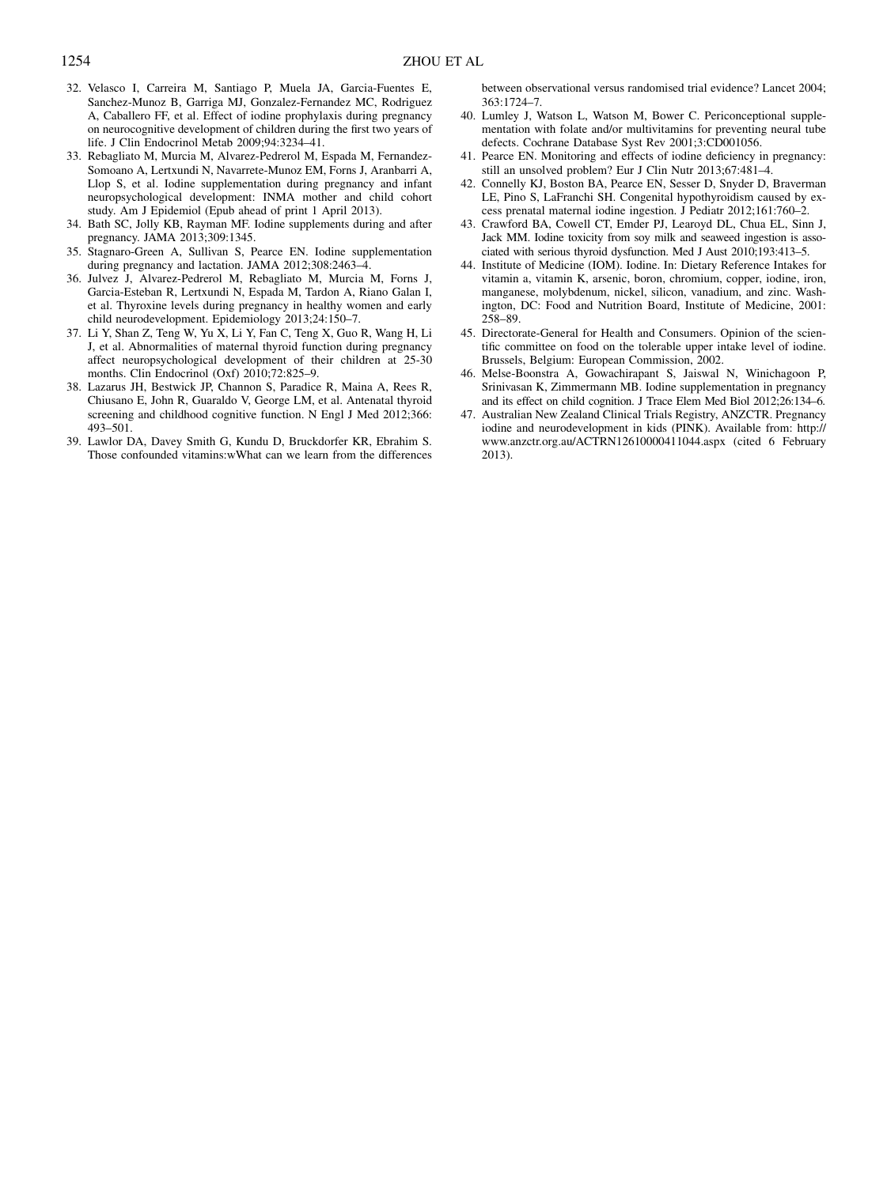32. Velasco I, Carreira M, Santiago P, Muela JA, Garcia-Fuentes E, Sanchez-Munoz B, Garriga MJ, Gonzalez-Fernandez MC, Rodriguez A, Caballero FF, et al. Effect of iodine prophylaxis during pregnancy on neurocognitive development of children during the first two years of life. J Clin Endocrinol Metab 2009;94:3234–41.
33. Rebagliato M, Murcia M, Alvarez-Pedrerol M, Espada M, Fernandez-Somoano A, Lertxundi N, Navarrete-Munoz EM, Forns J, Aranbarri A, Llop S, et al. Iodine supplementation during pregnancy and infant neuropsychological development: INMA mother and child cohort study. Am J Epidemiol (Epub ahead of print 1 April 2013).
34. Bath SC, Jolly KB, Rayman MF. Iodine supplements during and after pregnancy. JAMA 2013;309:1345.
35. Stagnaro-Green A, Sullivan S, Pearce EN. Iodine supplementation during pregnancy and lactation. JAMA 2012;308:2463–4.
36. Julvez J, Alvarez-Pedrerol M, Rebagliato M, Murcia M, Forns J, Garcia-Esteban R, Lertxundi N, Espada M, Tardon A, Riano Galan I, et al. Thyroxine levels during pregnancy in healthy women and early child neurodevelopment. Epidemiology 2013;24:150–7.
37. Li Y, Shan Z, Teng W, Yu X, Li Y, Fan C, Teng X, Guo R, Wang H, Li J, et al. Abnormalities of maternal thyroid function during pregnancy affect neuropsychological development of their children at 25-30 months. Clin Endocrinol (Oxf) 2010;72:825–9.
38. Lazarus JH, Bestwick JP, Channon S, Paradice R, Maina A, Rees R, Chiusano E, John R, Guaraldo V, George LM, et al. Antenatal thyroid screening and childhood cognitive function. N Engl J Med 2012;366: 493–501.
39. Lawlor DA, Davey Smith G, Kundu D, Bruckdorfer KR, Ebrahim S. Those confounded vitamins:wWhat can we learn from the differences between observational versus randomised trial evidence? Lancet 2004; 363:1724–7.
40. Lumley J, Watson L, Watson M, Bower C. Periconceptional supplementation with folate and/or multivitamins for preventing neural tube defects. Cochrane Database Syst Rev 2001;3:CD001056.
41. Pearce EN. Monitoring and effects of iodine deficiency in pregnancy: still an unsolved problem? Eur J Clin Nutr 2013;67:481–4.
42. Connelly KJ, Boston BA, Pearce EN, Sesser D, Snyder D, Braverman LE, Pino S, LaFranchi SH. Congenital hypothyroidism caused by excess prenatal maternal iodine ingestion. J Pediatr 2012;161:760–2.
43. Crawford BA, Cowell CT, Emder PJ, Learoyd DL, Chua EL, Sinn J, Jack MM. Iodine toxicity from soy milk and seaweed ingestion is associated with serious thyroid dysfunction. Med J Aust 2010;193:413–5.
44. Institute of Medicine (IOM). Iodine. In: Dietary Reference Intakes for vitamin a, vitamin K, arsenic, boron, chromium, copper, iodine, iron, manganese, molybdenum, nickel, silicon, vanadium, and zinc. Washington, DC: Food and Nutrition Board, Institute of Medicine, 2001: 258–89.
45. Directorate-General for Health and Consumers. Opinion of the scientific committee on food on the tolerable upper intake level of iodine. Brussels, Belgium: European Commission, 2002.
46. Melse-Boonstra A, Gowachirapant S, Jaiswal N, Winichagoon P, Srinivasan K, Zimmermann MB. Iodine supplementation in pregnancy and its effect on child cognition. J Trace Elem Med Biol 2012;26:134–6.
47. Australian New Zealand Clinical Trials Registry, ANZCTR. Pregnancy iodine and neurodevelopment in kids (PINK). Available from: http://www.anzctr.org.au/ACTRN12610000411044.aspx (cited 6 February 2013).